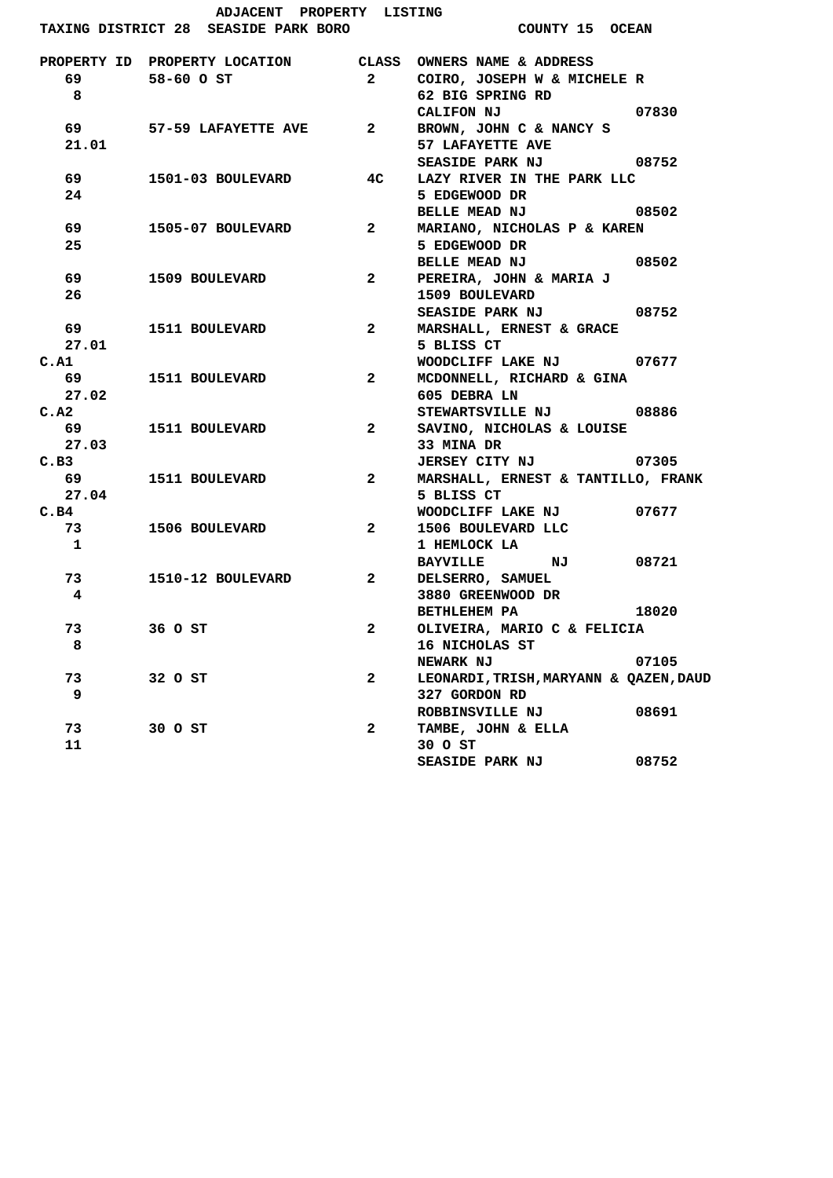# ADJACENT PROPERTY LISTING

TAXING DISTRICT 28 SEASIDE PARK BORO — COUNTY 15 OCEAN

| PROPERTY ID | PROPERTY LOCATION | CLASS | OWNERS NAME & ADDRESS |
|---|---|---|---|
| 69<br>8 | 58-60 O ST | 2 | COIRO, JOSEPH W & MICHELE R<br>62 BIG SPRING RD<br>CALIFON NJ 07830 |
| 69<br>21.01 | 57-59 LAFAYETTE AVE | 2 | BROWN, JOHN C & NANCY S<br>57 LAFAYETTE AVE<br>SEASIDE PARK NJ 08752 |
| 69<br>24 | 1501-03 BOULEVARD | 4C | LAZY RIVER IN THE PARK LLC<br>5 EDGEWOOD DR<br>BELLE MEAD NJ 08502 |
| 69<br>25 | 1505-07 BOULEVARD | 2 | MARIANO, NICHOLAS P & KAREN<br>5 EDGEWOOD DR<br>BELLE MEAD NJ 08502 |
| 69<br>26 | 1509 BOULEVARD | 2 | PEREIRA, JOHN & MARIA J<br>1509 BOULEVARD<br>SEASIDE PARK NJ 08752 |
| 69<br>27.01<br>C.A1 | 1511 BOULEVARD | 2 | MARSHALL, ERNEST & GRACE<br>5 BLISS CT<br>WOODCLIFF LAKE NJ 07677 |
| 69<br>27.02<br>C.A2 | 1511 BOULEVARD | 2 | MCDONNELL, RICHARD & GINA<br>605 DEBRA LN<br>STEWARTSVILLE NJ 08886 |
| 69<br>27.03<br>C.B3 | 1511 BOULEVARD | 2 | SAVINO, NICHOLAS & LOUISE<br>33 MINA DR<br>JERSEY CITY NJ 07305 |
| 69<br>27.04<br>C.B4 | 1511 BOULEVARD | 2 | MARSHALL, ERNEST & TANTILLO, FRANK<br>5 BLISS CT<br>WOODCLIFF LAKE NJ 07677 |
| 73<br>1 | 1506 BOULEVARD | 2 | 1506 BOULEVARD LLC<br>1 HEMLOCK LA<br>BAYVILLE NJ 08721 |
| 73<br>4 | 1510-12 BOULEVARD | 2 | DELSERRO, SAMUEL<br>3880 GREENWOOD DR<br>BETHLEHEM PA 18020 |
| 73<br>8 | 36 O ST | 2 | OLIVEIRA, MARIO C & FELICIA<br>16 NICHOLAS ST<br>NEWARK NJ 07105 |
| 73<br>9 | 32 O ST | 2 | LEONARDI,TRISH,MARYANN & QAZEN,DAUD<br>327 GORDON RD<br>ROBBINSVILLE NJ 08691 |
| 73<br>11 | 30 O ST | 2 | TAMBE, JOHN & ELLA<br>30 O ST<br>SEASIDE PARK NJ 08752 |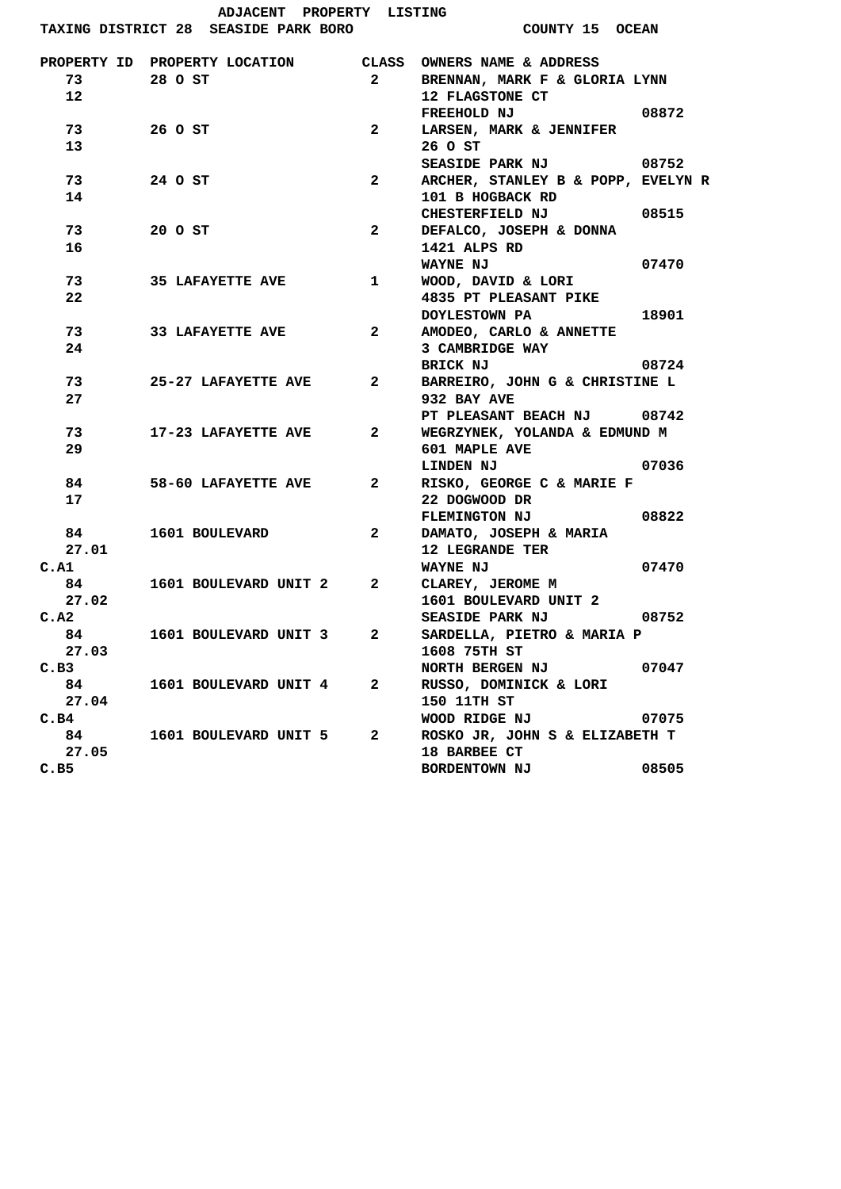ADJACENT PROPERTY LISTING

TAXING DISTRICT 28 SEASIDE PARK BORO — COUNTY 15 OCEAN

| PROPERTY ID | PROPERTY LOCATION | CLASS | OWNERS NAME & ADDRESS |
|---|---|---|---|
| 73<br>12 | 28 O ST | 2 | BRENNAN, MARK F & GLORIA LYNN<br>12 FLAGSTONE CT<br>FREEHOLD NJ 08872 |
| 73<br>13 | 26 O ST | 2 | LARSEN, MARK & JENNIFER<br>26 O ST<br>SEASIDE PARK NJ 08752 |
| 73<br>14 | 24 O ST | 2 | ARCHER, STANLEY B & POPP, EVELYN R<br>101 B HOGBACK RD<br>CHESTERFIELD NJ 08515 |
| 73<br>16 | 20 O ST | 2 | DEFALCO, JOSEPH & DONNA<br>1421 ALPS RD<br>WAYNE NJ 07470 |
| 73<br>22 | 35 LAFAYETTE AVE | 1 | WOOD, DAVID & LORI<br>4835 PT PLEASANT PIKE<br>DOYLESTOWN PA 18901 |
| 73<br>24 | 33 LAFAYETTE AVE | 2 | AMODEO, CARLO & ANNETTE<br>3 CAMBRIDGE WAY<br>BRICK NJ 08724 |
| 73<br>27 | 25-27 LAFAYETTE AVE | 2 | BARREIRO, JOHN G & CHRISTINE L<br>932 BAY AVE<br>PT PLEASANT BEACH NJ 08742 |
| 73<br>29 | 17-23 LAFAYETTE AVE | 2 | WEGRZYNEK, YOLANDA & EDMUND M<br>601 MAPLE AVE<br>LINDEN NJ 07036 |
| 84<br>17 | 58-60 LAFAYETTE AVE | 2 | RISKO, GEORGE C & MARIE F<br>22 DOGWOOD DR<br>FLEMINGTON NJ 08822 |
| 84<br>27.01<br>C.A1 | 1601 BOULEVARD | 2 | DAMATO, JOSEPH & MARIA<br>12 LEGRANDE TER<br>WAYNE NJ 07470 |
| 84<br>27.02<br>C.A2 | 1601 BOULEVARD UNIT 2 | 2 | CLAREY, JEROME M<br>1601 BOULEVARD UNIT 2<br>SEASIDE PARK NJ 08752 |
| 84<br>27.03<br>C.B3 | 1601 BOULEVARD UNIT 3 | 2 | SARDELLA, PIETRO & MARIA P<br>1608 75TH ST<br>NORTH BERGEN NJ 07047 |
| 84<br>27.04<br>C.B4 | 1601 BOULEVARD UNIT 4 | 2 | RUSSO, DOMINICK & LORI<br>150 11TH ST<br>WOOD RIDGE NJ 07075 |
| 84<br>27.05<br>C.B5 | 1601 BOULEVARD UNIT 5 | 2 | ROSKO JR, JOHN S & ELIZABETH T<br>18 BARBEE CT<br>BORDENTOWN NJ 08505 |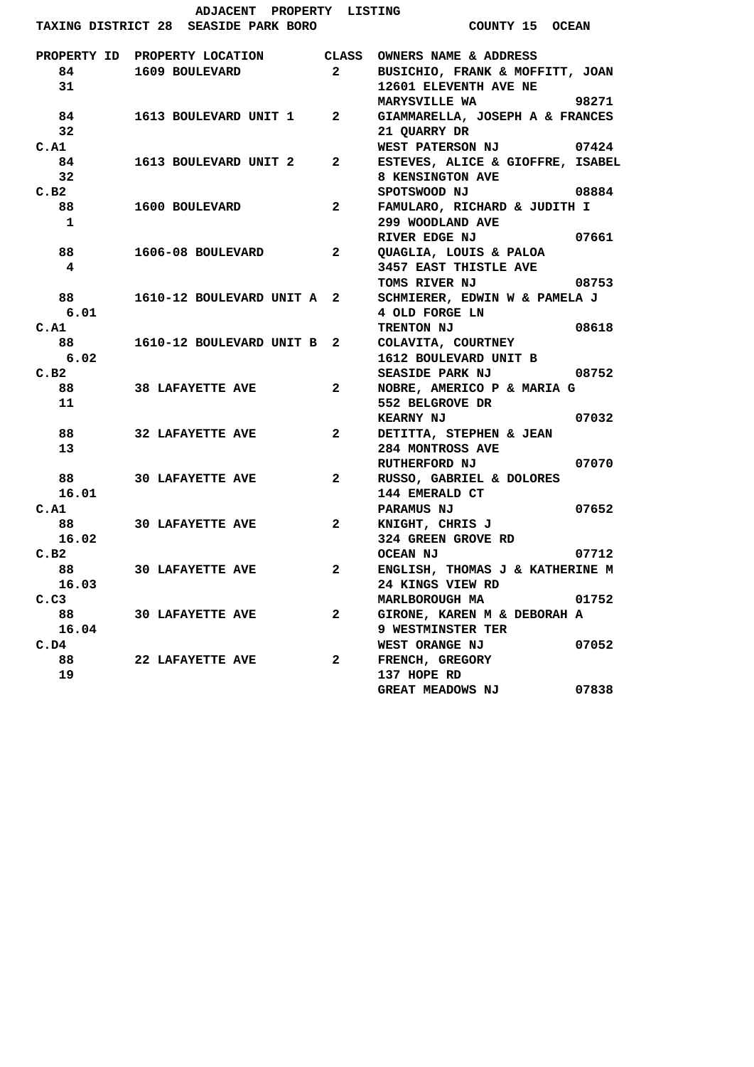# ADJACENT PROPERTY LISTING

**TAXING DISTRICT 28 SEASIDE PARK BORO** — **COUNTY 15 OCEAN**

| PROPERTY ID | PROPERTY LOCATION | CLASS | OWNERS NAME & ADDRESS |
|---|---|---|---|
| 84<br>31 | 1609 BOULEVARD | 2 | BUSICHIO, FRANK & MOFFITT, JOAN<br>12601 ELEVENTH AVE NE<br>MARYSVILLE WA 98271 |
| 84<br>32<br>C.A1 | 1613 BOULEVARD UNIT 1 | 2 | GIAMMARELLA, JOSEPH A & FRANCES<br>21 QUARRY DR<br>WEST PATERSON NJ 07424 |
| 84<br>32<br>C.B2 | 1613 BOULEVARD UNIT 2 | 2 | ESTEVES, ALICE & GIOFFRE, ISABEL<br>8 KENSINGTON AVE<br>SPOTSWOOD NJ 08884 |
| 88<br>1 | 1600 BOULEVARD | 2 | FAMULARO, RICHARD & JUDITH I<br>299 WOODLAND AVE<br>RIVER EDGE NJ 07661 |
| 88<br>4 | 1606-08 BOULEVARD | 2 | QUAGLIA, LOUIS & PALOA<br>3457 EAST THISTLE AVE<br>TOMS RIVER NJ 08753 |
| 88<br>6.01<br>C.A1 | 1610-12 BOULEVARD UNIT A | 2 | SCHMIERER, EDWIN W & PAMELA J<br>4 OLD FORGE LN<br>TRENTON NJ 08618 |
| 88<br>6.02<br>C.B2 | 1610-12 BOULEVARD UNIT B | 2 | COLAVITA, COURTNEY<br>1612 BOULEVARD UNIT B<br>SEASIDE PARK NJ 08752 |
| 88<br>11 | 38 LAFAYETTE AVE | 2 | NOBRE, AMERICO P & MARIA G<br>552 BELGROVE DR<br>KEARNY NJ 07032 |
| 88<br>13 | 32 LAFAYETTE AVE | 2 | DETITTA, STEPHEN & JEAN<br>284 MONTROSS AVE<br>RUTHERFORD NJ 07070 |
| 88<br>16.01<br>C.A1 | 30 LAFAYETTE AVE | 2 | RUSSO, GABRIEL & DOLORES<br>144 EMERALD CT<br>PARAMUS NJ 07652 |
| 88<br>16.02<br>C.B2 | 30 LAFAYETTE AVE | 2 | KNIGHT, CHRIS J<br>324 GREEN GROVE RD<br>OCEAN NJ 07712 |
| 88<br>16.03<br>C.C3 | 30 LAFAYETTE AVE | 2 | ENGLISH, THOMAS J & KATHERINE M<br>24 KINGS VIEW RD<br>MARLBOROUGH MA 01752 |
| 88<br>16.04<br>C.D4 | 30 LAFAYETTE AVE | 2 | GIRONE, KAREN M & DEBORAH A<br>9 WESTMINSTER TER<br>WEST ORANGE NJ 07052 |
| 88<br>19 | 22 LAFAYETTE AVE | 2 | FRENCH, GREGORY<br>137 HOPE RD<br>GREAT MEADOWS NJ 07838 |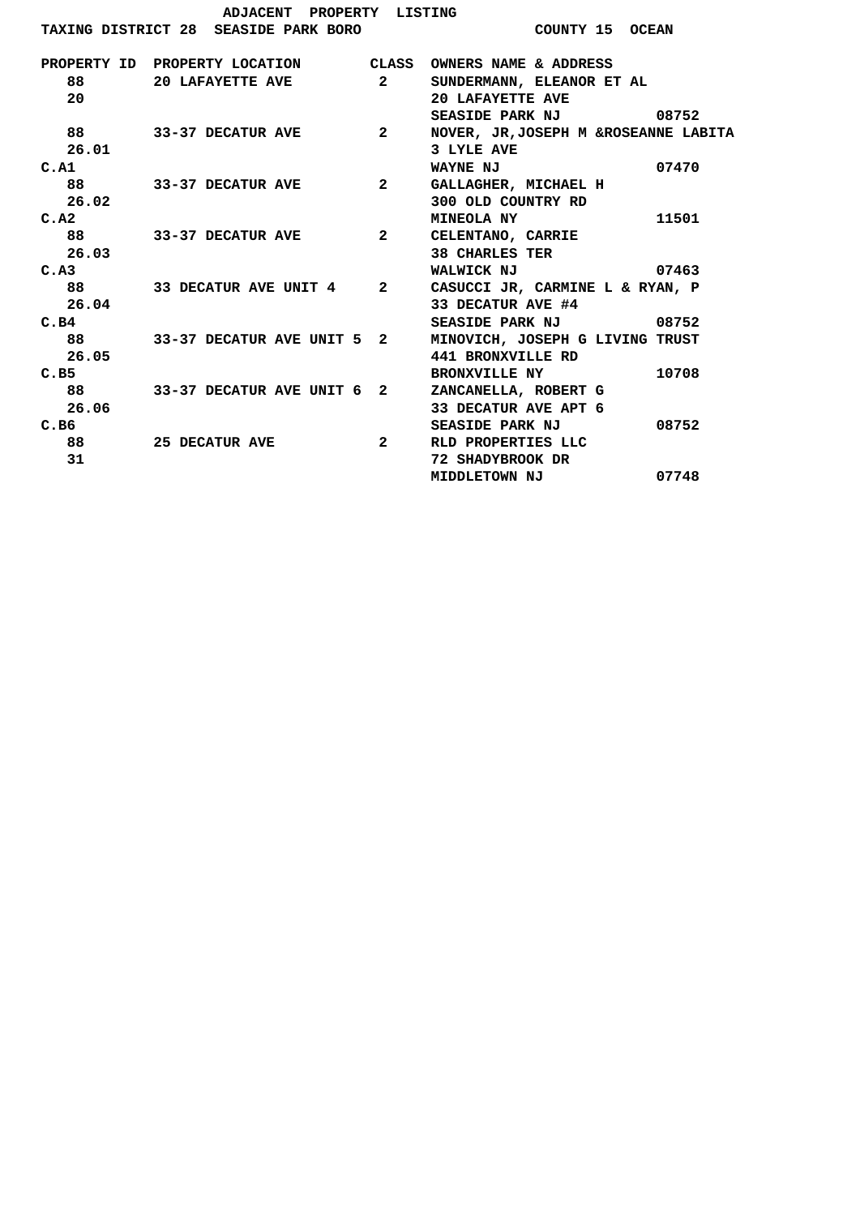ADJACENT PROPERTY LISTING

TAXING DISTRICT 28 SEASIDE PARK BORO COUNTY 15 OCEAN

| PROPERTY ID | PROPERTY LOCATION | CLASS | OWNERS NAME & ADDRESS | |
|---|---|---|---|---|
| 88 20 | 20 LAFAYETTE AVE | 2 | SUNDERMANN, ELEANOR ET AL<br>20 LAFAYETTE AVE<br>SEASIDE PARK NJ | 08752 |
| 88 26.01 C.A1 | 33-37 DECATUR AVE | 2 | NOVER, JR,JOSEPH M &ROSEANNE LABITA<br>3 LYLE AVE<br>WAYNE NJ | 07470 |
| 88 26.02 C.A2 | 33-37 DECATUR AVE | 2 | GALLAGHER, MICHAEL H<br>300 OLD COUNTRY RD<br>MINEOLA NY | 11501 |
| 88 26.03 C.A3 | 33-37 DECATUR AVE | 2 | CELENTANO, CARRIE<br>38 CHARLES TER<br>WALWICK NJ | 07463 |
| 88 26.04 C.B4 | 33 DECATUR AVE UNIT 4 | 2 | CASUCCI JR, CARMINE L & RYAN, P<br>33 DECATUR AVE #4<br>SEASIDE PARK NJ | 08752 |
| 88 26.05 C.B5 | 33-37 DECATUR AVE UNIT 5 | 2 | MINOVICH, JOSEPH G LIVING TRUST<br>441 BRONXVILLE RD<br>BRONXVILLE NY | 10708 |
| 88 26.06 C.B6 | 33-37 DECATUR AVE UNIT 6 | 2 | ZANCANELLA, ROBERT G<br>33 DECATUR AVE APT 6<br>SEASIDE PARK NJ | 08752 |
| 88 31 | 25 DECATUR AVE | 2 | RLD PROPERTIES LLC<br>72 SHADYBROOK DR<br>MIDDLETOWN NJ | 07748 |